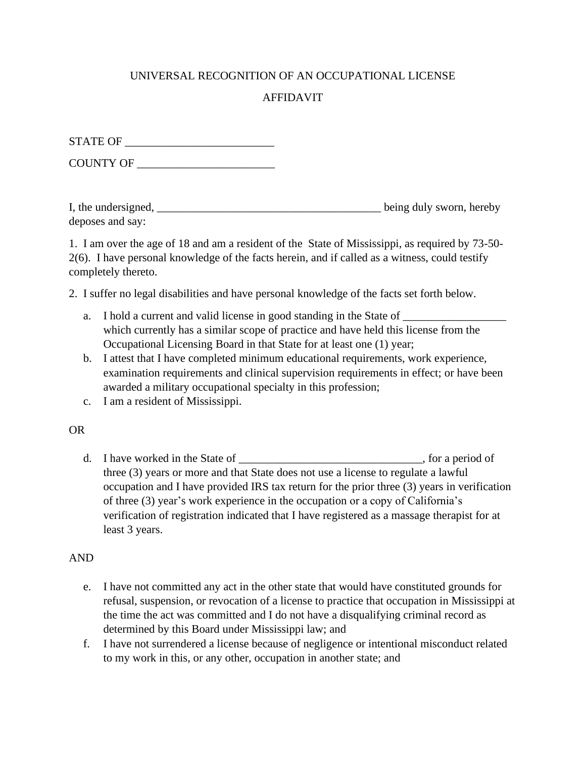# UNIVERSAL RECOGNITION OF AN OCCUPATIONAL LICENSE

# AFFIDAVIT

STATE OF ___________________________

COUNTY OF _________________________

I, the undersigned, _________________________________________ being duly sworn, hereby deposes and say:

1. I am over the age of 18 and am a resident of the State of Mississippi, as required by 73-50-2(6). I have personal knowledge of the facts herein, and if called as a witness, could testify completely thereto.

2. I suffer no legal disabilities and have personal knowledge of the facts set forth below.

   a. I hold a current and valid license in good standing in the State of __________________ which currently has a similar scope of practice and have held this license from the Occupational Licensing Board in that State for at least one (1) year;

   b. I attest that I have completed minimum educational requirements, work experience, examination requirements and clinical supervision requirements in effect; or have been awarded a military occupational specialty in this profession;

   c. I am a resident of Mississippi.

OR

   d. I have worked in the State of _________________________________, for a period of three (3) years or more and that State does not use a license to regulate a lawful occupation and I have provided IRS tax return for the prior three (3) years in verification of three (3) year's work experience in the occupation or a copy of California's verification of registration indicated that I have registered as a massage therapist for at least 3 years.

AND

   e. I have not committed any act in the other state that would have constituted grounds for refusal, suspension, or revocation of a license to practice that occupation in Mississippi at the time the act was committed and I do not have a disqualifying criminal record as determined by this Board under Mississippi law; and

   f. I have not surrendered a license because of negligence or intentional misconduct related to my work in this, or any other, occupation in another state; and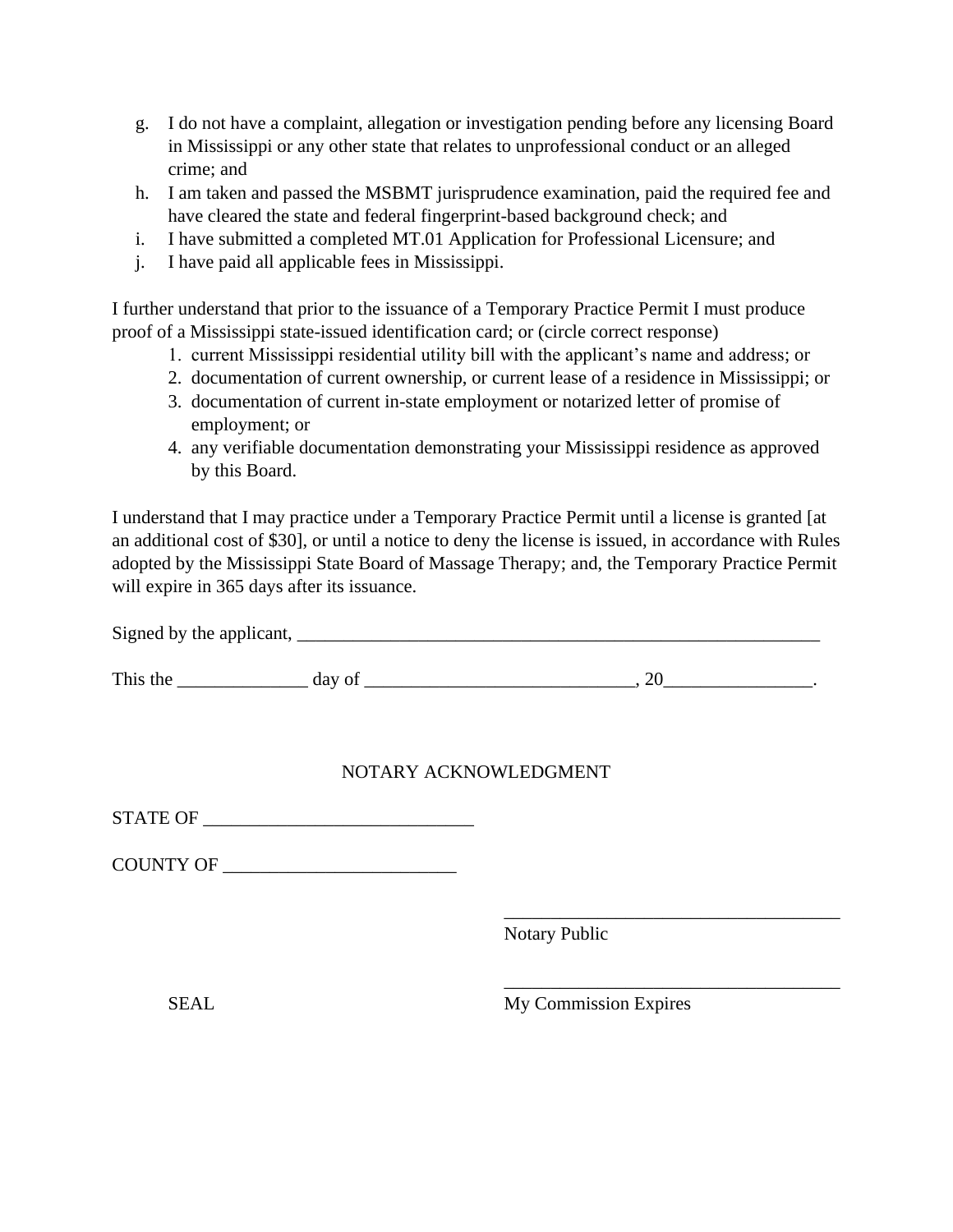g. I do not have a complaint, allegation or investigation pending before any licensing Board in Mississippi or any other state that relates to unprofessional conduct or an alleged crime; and
h. I am taken and passed the MSBMT jurisprudence examination, paid the required fee and have cleared the state and federal fingerprint-based background check; and
i. I have submitted a completed MT.01 Application for Professional Licensure; and
j. I have paid all applicable fees in Mississippi.

I further understand that prior to the issuance of a Temporary Practice Permit I must produce proof of a Mississippi state-issued identification card; or (circle correct response)

1. current Mississippi residential utility bill with the applicant's name and address; or
2. documentation of current ownership, or current lease of a residence in Mississippi; or
3. documentation of current in-state employment or notarized letter of promise of employment; or
4. any verifiable documentation demonstrating your Mississippi residence as approved by this Board.

I understand that I may practice under a Temporary Practice Permit until a license is granted [at an additional cost of $30], or until a notice to deny the license is issued, in accordance with Rules adopted by the Mississippi State Board of Massage Therapy; and, the Temporary Practice Permit will expire in 365 days after its issuance.

Signed by the applicant, ___________________________________________________________

This the ______________ day of _____________________________, 20________________.

NOTARY ACKNOWLEDGMENT

STATE OF _____________________________

COUNTY OF _________________________

_____________________________________
Notary Public

SEAL

_____________________________________
My Commission Expires